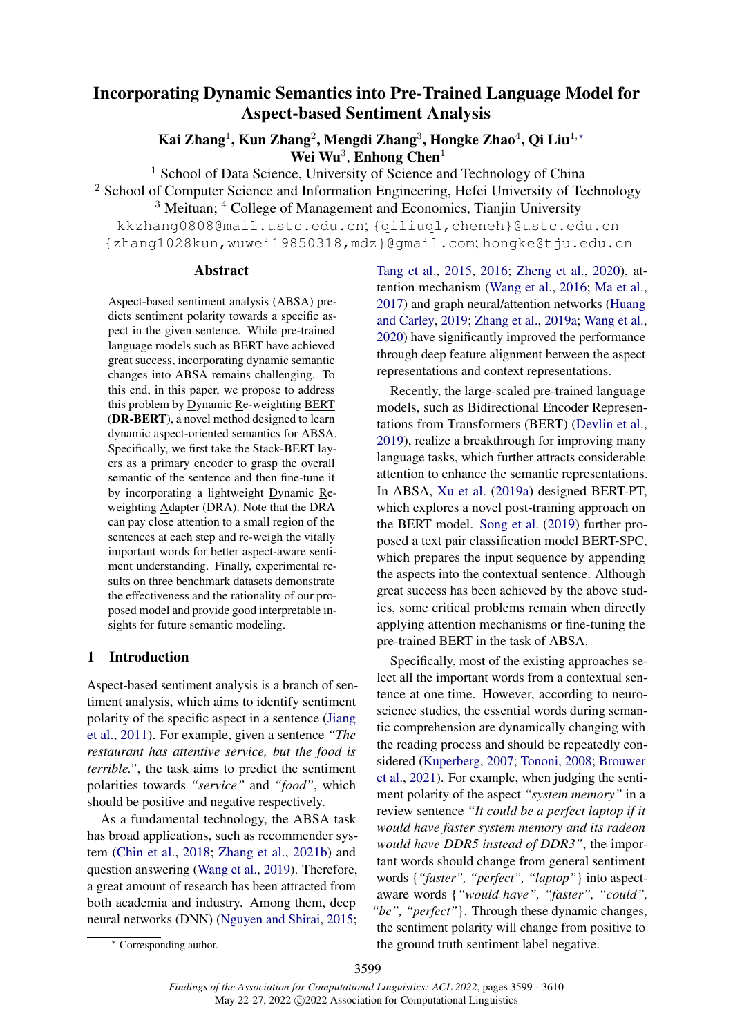# Incorporating Dynamic Semantics into Pre-Trained Language Model for Aspect-based Sentiment Analysis

**Kai Zhang**[1], **Kun Zhang**[2], **Mengdi Zhang**[3], **Hongke Zhao**[4], **Qi Liu**[1,*]
**Wei Wu**[3], **Enhong Chen**[1]

[1] School of Data Science, University of Science and Technology of China
[2] School of Computer Science and Information Engineering, Hefei University of Technology
[3] Meituan; [4] College of Management and Economics, Tianjin University
kkzhang0808@mail.ustc.edu.cn; {qiliuql,cheneh}@ustc.edu.cn
{zhang1028kun,wuwei19850318,mdz}@gmail.com; hongke@tju.edu.cn

## Abstract

Aspect-based sentiment analysis (ABSA) predicts sentiment polarity towards a specific aspect in the given sentence. While pre-trained language models such as BERT have achieved great success, incorporating dynamic semantic changes into ABSA remains challenging. To this end, in this paper, we propose to address this problem by Dynamic Re-weighting BERT (**DR-BERT**), a novel method designed to learn dynamic aspect-oriented semantics for ABSA. Specifically, we first take the Stack-BERT layers as a primary encoder to grasp the overall semantic of the sentence and then fine-tune it by incorporating a lightweight Dynamic Re-weighting Adapter (DRA). Note that the DRA can pay close attention to a small region of the sentences at each step and re-weigh the vitally important words for better aspect-aware sentiment understanding. Finally, experimental results on three benchmark datasets demonstrate the effectiveness and the rationality of our proposed model and provide good interpretable insights for future semantic modeling.

## 1 Introduction

Aspect-based sentiment analysis is a branch of sentiment analysis, which aims to identify sentiment polarity of the specific aspect in a sentence (Jiang et al., 2011). For example, given a sentence *"The restaurant has attentive service, but the food is terrible."*, the task aims to predict the sentiment polarities towards *"service"* and *"food"*, which should be positive and negative respectively.

As a fundamental technology, the ABSA task has broad applications, such as recommender system (Chin et al., 2018; Zhang et al., 2021b) and question answering (Wang et al., 2019). Therefore, a great amount of research has been attracted from both academia and industry. Among them, deep neural networks (DNN) (Nguyen and Shirai, 2015; Tang et al., 2015, 2016; Zheng et al., 2020), attention mechanism (Wang et al., 2016; Ma et al., 2017) and graph neural/attention networks (Huang and Carley, 2019; Zhang et al., 2019a; Wang et al., 2020) have significantly improved the performance through deep feature alignment between the aspect representations and context representations.

Recently, the large-scaled pre-trained language models, such as Bidirectional Encoder Representations from Transformers (BERT) (Devlin et al., 2019), realize a breakthrough for improving many language tasks, which further attracts considerable attention to enhance the semantic representations. In ABSA, Xu et al. (2019a) designed BERT-PT, which explores a novel post-training approach on the BERT model. Song et al. (2019) further proposed a text pair classification model BERT-SPC, which prepares the input sequence by appending the aspects into the contextual sentence. Although great success has been achieved by the above studies, some critical problems remain when directly applying attention mechanisms or fine-tuning the pre-trained BERT in the task of ABSA.

Specifically, most of the existing approaches select all the important words from a contextual sentence at one time. However, according to neuroscience studies, the essential words during semantic comprehension are dynamically changing with the reading process and should be repeatedly considered (Kuperberg, 2007; Tononi, 2008; Brouwer et al., 2021). For example, when judging the sentiment polarity of the aspect *"system memory"* in a review sentence *"It could be a perfect laptop if it would have faster system memory and its radeon would have DDR5 instead of DDR3"*, the important words should change from general sentiment words {*"faster", "perfect", "laptop"*} into aspect-aware words {*"would have", "faster", "could", "be", "perfect"*}. Through these dynamic changes, the sentiment polarity will change from positive to the ground truth sentiment label negative.

[*] Corresponding author.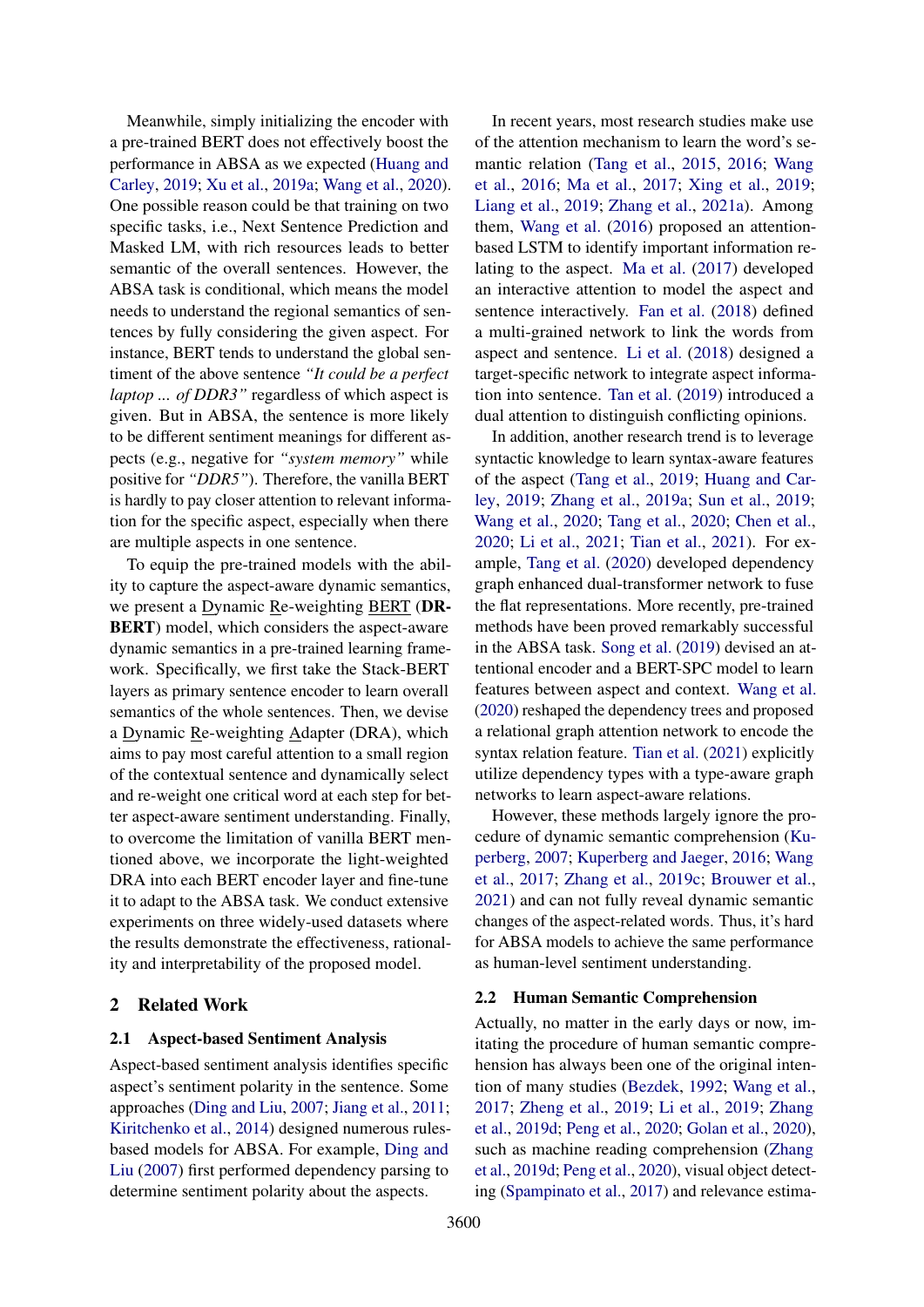Meanwhile, simply initializing the encoder with a pre-trained BERT does not effectively boost the performance in ABSA as we expected (Huang and Carley, 2019; Xu et al., 2019a; Wang et al., 2020). One possible reason could be that training on two specific tasks, i.e., Next Sentence Prediction and Masked LM, with rich resources leads to better semantic of the overall sentences. However, the ABSA task is conditional, which means the model needs to understand the regional semantics of sentences by fully considering the given aspect. For instance, BERT tends to understand the global sentiment of the above sentence *"It could be a perfect laptop ... of DDR3"* regardless of which aspect is given. But in ABSA, the sentence is more likely to be different sentiment meanings for different aspects (e.g., negative for *"system memory"* while positive for *"DDR5"*). Therefore, the vanilla BERT is hardly to pay closer attention to relevant information for the specific aspect, especially when there are multiple aspects in one sentence.

To equip the pre-trained models with the ability to capture the aspect-aware dynamic semantics, we present a Dynamic Re-weighting BERT (**DR-BERT**) model, which considers the aspect-aware dynamic semantics in a pre-trained learning framework. Specifically, we first take the Stack-BERT layers as primary sentence encoder to learn overall semantics of the whole sentences. Then, we devise a Dynamic Re-weighting Adapter (DRA), which aims to pay most careful attention to a small region of the contextual sentence and dynamically select and re-weight one critical word at each step for better aspect-aware sentiment understanding. Finally, to overcome the limitation of vanilla BERT mentioned above, we incorporate the light-weighted DRA into each BERT encoder layer and fine-tune it to adapt to the ABSA task. We conduct extensive experiments on three widely-used datasets where the results demonstrate the effectiveness, rationality and interpretability of the proposed model.

## 2 Related Work

### 2.1 Aspect-based Sentiment Analysis

Aspect-based sentiment analysis identifies specific aspect's sentiment polarity in the sentence. Some approaches (Ding and Liu, 2007; Jiang et al., 2011; Kiritchenko et al., 2014) designed numerous rules-based models for ABSA. For example, Ding and Liu (2007) first performed dependency parsing to determine sentiment polarity about the aspects.

In recent years, most research studies make use of the attention mechanism to learn the word's semantic relation (Tang et al., 2015, 2016; Wang et al., 2016; Ma et al., 2017; Xing et al., 2019; Liang et al., 2019; Zhang et al., 2021a). Among them, Wang et al. (2016) proposed an attention-based LSTM to identify important information relating to the aspect. Ma et al. (2017) developed an interactive attention to model the aspect and sentence interactively. Fan et al. (2018) defined a multi-grained network to link the words from aspect and sentence. Li et al. (2018) designed a target-specific network to integrate aspect information into sentence. Tan et al. (2019) introduced a dual attention to distinguish conflicting opinions.

In addition, another research trend is to leverage syntactic knowledge to learn syntax-aware features of the aspect (Tang et al., 2019; Huang and Carley, 2019; Zhang et al., 2019a; Sun et al., 2019; Wang et al., 2020; Tang et al., 2020; Chen et al., 2020; Li et al., 2021; Tian et al., 2021). For example, Tang et al. (2020) developed dependency graph enhanced dual-transformer network to fuse the flat representations. More recently, pre-trained methods have been proved remarkably successful in the ABSA task. Song et al. (2019) devised an attentional encoder and a BERT-SPC model to learn features between aspect and context. Wang et al. (2020) reshaped the dependency trees and proposed a relational graph attention network to encode the syntax relation feature. Tian et al. (2021) explicitly utilize dependency types with a type-aware graph networks to learn aspect-aware relations.

However, these methods largely ignore the procedure of dynamic semantic comprehension (Kuperberg, 2007; Kuperberg and Jaeger, 2016; Wang et al., 2017; Zhang et al., 2019c; Brouwer et al., 2021) and can not fully reveal dynamic semantic changes of the aspect-related words. Thus, it's hard for ABSA models to achieve the same performance as human-level sentiment understanding.

### 2.2 Human Semantic Comprehension

Actually, no matter in the early days or now, imitating the procedure of human semantic comprehension has always been one of the original intention of many studies (Bezdek, 1992; Wang et al., 2017; Zheng et al., 2019; Li et al., 2019; Zhang et al., 2019d; Peng et al., 2020; Golan et al., 2020), such as machine reading comprehension (Zhang et al., 2019d; Peng et al., 2020), visual object detecting (Spampinato et al., 2017) and relevance estima-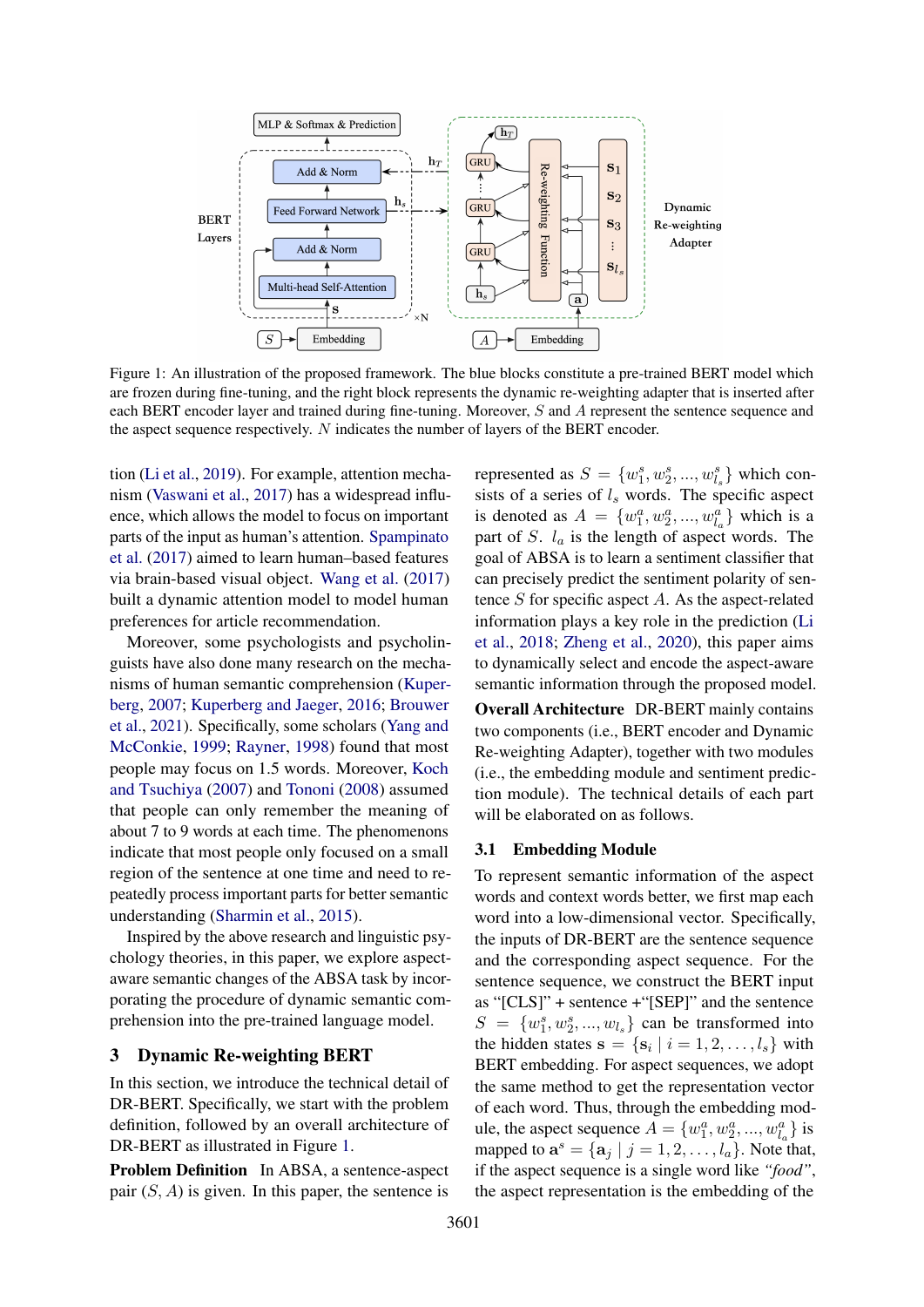Figure 1: An illustration of the proposed framework. The blue blocks constitute a pre-trained BERT model which are frozen during fine-tuning, and the right block represents the dynamic re-weighting adapter that is inserted after each BERT encoder layer and trained during fine-tuning. Moreover, $S$ and $A$ represent the sentence sequence and the aspect sequence respectively. $N$ indicates the number of layers of the BERT encoder.

tion (Li et al., 2019). For example, attention mechanism (Vaswani et al., 2017) has a widespread influence, which allows the model to focus on important parts of the input as human's attention. Spampinato et al. (2017) aimed to learn human–based features via brain-based visual object. Wang et al. (2017) built a dynamic attention model to model human preferences for article recommendation.

Moreover, some psychologists and psycholinguists have also done many research on the mechanisms of human semantic comprehension (Kuperberg, 2007; Kuperberg and Jaeger, 2016; Brouwer et al., 2021). Specifically, some scholars (Yang and McConkie, 1999; Rayner, 1998) found that most people may focus on 1.5 words. Moreover, Koch and Tsuchiya (2007) and Tononi (2008) assumed that people can only remember the meaning of about 7 to 9 words at each time. The phenomenons indicate that most people only focused on a small region of the sentence at one time and need to repeatedly process important parts for better semantic understanding (Sharmin et al., 2015).

Inspired by the above research and linguistic psychology theories, in this paper, we explore aspect-aware semantic changes of the ABSA task by incorporating the procedure of dynamic semantic comprehension into the pre-trained language model.

## 3 Dynamic Re-weighting BERT

In this section, we introduce the technical detail of DR-BERT. Specifically, we start with the problem definition, followed by an overall architecture of DR-BERT as illustrated in Figure 1.

**Problem Definition** In ABSA, a sentence-aspect pair $(S, A)$ is given. In this paper, the sentence is represented as $S = \{w_1^s, w_2^s, ..., w_{l_s}^s\}$ which consists of a series of $l_s$ words. The specific aspect is denoted as $A = \{w_1^a, w_2^a, ..., w_{l_a}^a\}$ which is a part of $S$. $l_a$ is the length of aspect words. The goal of ABSA is to learn a sentiment classifier that can precisely predict the sentiment polarity of sentence $S$ for specific aspect $A$. As the aspect-related information plays a key role in the prediction (Li et al., 2018; Zheng et al., 2020), this paper aims to dynamically select and encode the aspect-aware semantic information through the proposed model.

**Overall Architecture** DR-BERT mainly contains two components (i.e., BERT encoder and Dynamic Re-weighting Adapter), together with two modules (i.e., the embedding module and sentiment prediction module). The technical details of each part will be elaborated on as follows.

### 3.1 Embedding Module

To represent semantic information of the aspect words and context words better, we first map each word into a low-dimensional vector. Specifically, the inputs of DR-BERT are the sentence sequence and the corresponding aspect sequence. For the sentence sequence, we construct the BERT input as "[CLS]" + sentence +"[SEP]" and the sentence $S = \{w_1^s, w_2^s, ..., w_{l_s}\}$ can be transformed into the hidden states $\mathbf{s} = \{\mathbf{s}_i \mid i = 1, 2, \ldots, l_s\}$ with BERT embedding. For aspect sequences, we adopt the same method to get the representation vector of each word. Thus, through the embedding module, the aspect sequence $A = \{w_1^a, w_2^a, ..., w_{l_a}^a\}$ is mapped to $\mathbf{a}^s = \{\mathbf{a}_j \mid j = 1, 2, \ldots, l_a\}$. Note that, if the aspect sequence is a single word like *"food"*, the aspect representation is the embedding of the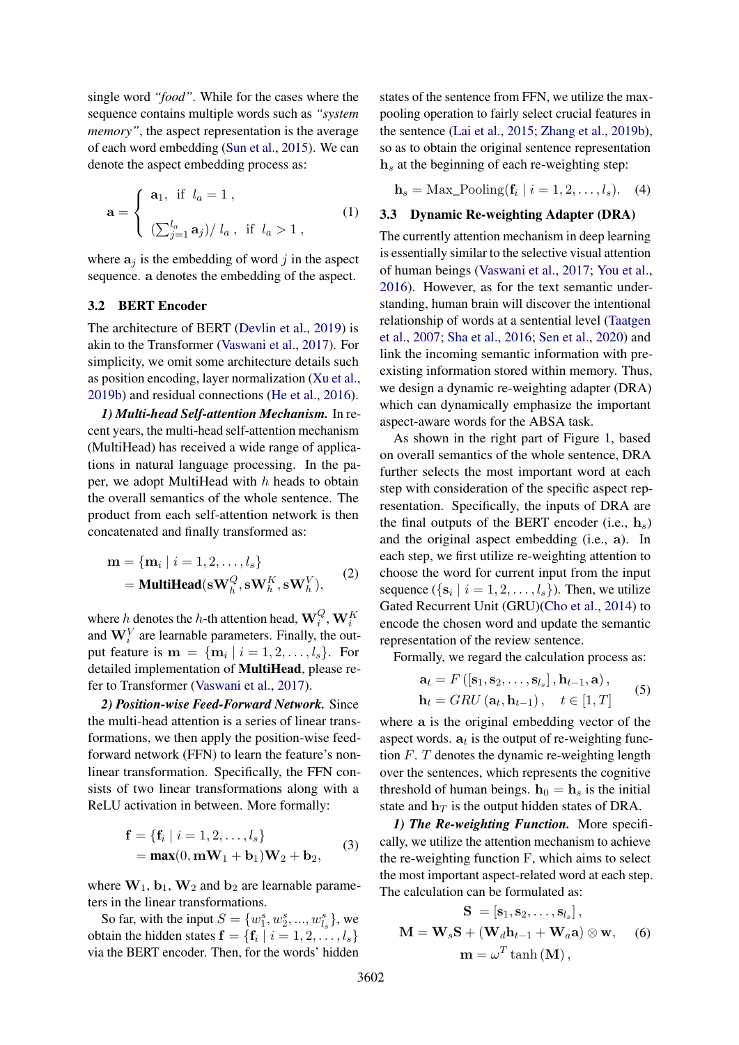single word *"food"*. While for the cases where the sequence contains multiple words such as *"system memory"*, the aspect representation is the average of each word embedding (Sun et al., 2015). We can denote the aspect embedding process as:

$$\mathbf{a} = \begin{cases} \mathbf{a}_1, \text{ if } l_a = 1 \,, \\ (\sum_{j=1}^{l_a} \mathbf{a}_j) / \, l_a \,, \text{ if } l_a > 1 \,, \end{cases} \tag{1}$$

where $\mathbf{a}_j$ is the embedding of word $j$ in the aspect sequence. $\mathbf{a}$ denotes the embedding of the aspect.

### 3.2 BERT Encoder

The architecture of BERT (Devlin et al., 2019) is akin to the Transformer (Vaswani et al., 2017). For simplicity, we omit some architecture details such as position encoding, layer normalization (Xu et al., 2019b) and residual connections (He et al., 2016).

***1) Multi-head Self-attention Mechanism.*** In recent years, the multi-head self-attention mechanism (MultiHead) has received a wide range of applications in natural language processing. In the paper, we adopt MultiHead with $h$ heads to obtain the overall semantics of the whole sentence. The product from each self-attention network is then concatenated and finally transformed as:

$$\begin{aligned} \mathbf{m} &= \{\mathbf{m}_i \mid i = 1, 2, \ldots, l_s\} \\ &= \textbf{MultiHead}(\mathbf{s}\mathbf{W}_h^Q, \mathbf{s}\mathbf{W}_h^K, \mathbf{s}\mathbf{W}_h^V), \end{aligned} \tag{2}$$

where $h$ denotes the $h$-th attention head, $\mathbf{W}_i^Q, \mathbf{W}_i^K$ and $\mathbf{W}_i^V$ are learnable parameters. Finally, the output feature is $\mathbf{m} = \{\mathbf{m}_i \mid i = 1, 2, \ldots, l_s\}$. For detailed implementation of **MultiHead**, please refer to Transformer (Vaswani et al., 2017).

***2) Position-wise Feed-Forward Network.*** Since the multi-head attention is a series of linear transformations, we then apply the position-wise feed-forward network (FFN) to learn the feature's non-linear transformation. Specifically, the FFN consists of two linear transformations along with a ReLU activation in between. More formally:

$$\begin{aligned} \mathbf{f} &= \{\mathbf{f}_i \mid i = 1, 2, \ldots, l_s\} \\ &= \mathbf{max}(0, \mathbf{m}\mathbf{W}_1 + \mathbf{b}_1)\mathbf{W}_2 + \mathbf{b}_2, \end{aligned} \tag{3}$$

where $\mathbf{W}_1$, $\mathbf{b}_1$, $\mathbf{W}_2$ and $\mathbf{b}_2$ are learnable parameters in the linear transformations.

So far, with the input $S = \{w_1^s, w_2^s, ..., w_{l_s}^s\}$, we obtain the hidden states $\mathbf{f} = \{\mathbf{f}_i \mid i = 1, 2, \ldots, l_s\}$ via the BERT encoder. Then, for the words' hidden states of the sentence from FFN, we utilize the max-pooling operation to fairly select crucial features in the sentence (Lai et al., 2015; Zhang et al., 2019b), so as to obtain the original sentence representation $\mathbf{h}_s$ at the beginning of each re-weighting step:

$$\mathbf{h}_s = \text{Max\_Pooling}(\mathbf{f}_i \mid i = 1, 2, \ldots, l_s). \tag{4}$$

### 3.3 Dynamic Re-weighting Adapter (DRA)

The currently attention mechanism in deep learning is essentially similar to the selective visual attention of human beings (Vaswani et al., 2017; You et al., 2016). However, as for the text semantic understanding, human brain will discover the intentional relationship of words at a sentential level (Taatgen et al., 2007; Sha et al., 2016; Sen et al., 2020) and link the incoming semantic information with pre-existing information stored within memory. Thus, we design a dynamic re-weighting adapter (DRA) which can dynamically emphasize the important aspect-aware words for the ABSA task.

As shown in the right part of Figure 1, based on overall semantics of the whole sentence, DRA further selects the most important word at each step with consideration of the specific aspect representation. Specifically, the inputs of DRA are the final outputs of the BERT encoder (i.e., $\mathbf{h}_s$) and the original aspect embedding (i.e., $\mathbf{a}$). In each step, we first utilize re-weighting attention to choose the word for current input from the input sequence ($\{\mathbf{s}_i \mid i = 1, 2, \ldots, l_s\}$). Then, we utilize Gated Recurrent Unit (GRU)(Cho et al., 2014) to encode the chosen word and update the semantic representation of the review sentence.

Formally, we regard the calculation process as:

$$\begin{aligned} \mathbf{a}_t &= F\left([\mathbf{s}_1, \mathbf{s}_2, \ldots, \mathbf{s}_{l_s}], \mathbf{h}_{t-1}, \mathbf{a}\right), \\ \mathbf{h}_t &= GRU\left(\mathbf{a}_t, \mathbf{h}_{t-1}\right), \quad t \in [1, T] \end{aligned} \tag{5}$$

where $\mathbf{a}$ is the original embedding vector of the aspect words. $\mathbf{a}_t$ is the output of re-weighting function $F$. $T$ denotes the dynamic re-weighting length over the sentences, which represents the cognitive threshold of human beings. $\mathbf{h}_0 = \mathbf{h}_s$ is the initial state and $\mathbf{h}_T$ is the output hidden states of DRA.

***1) The Re-weighting Function.*** More specifically, we utilize the attention mechanism to achieve the re-weighting function F, which aims to select the most important aspect-related word at each step. The calculation can be formulated as:

$$\begin{aligned} \mathbf{S} &= [\mathbf{s}_1, \mathbf{s}_2, \ldots, \mathbf{s}_{l_s}], \\ \mathbf{M} &= \mathbf{W}_s\mathbf{S} + (\mathbf{W}_d\mathbf{h}_{t-1} + \mathbf{W}_a\mathbf{a}) \otimes \mathbf{w}, \\ \mathbf{m} &= \omega^T \tanh\left(\mathbf{M}\right), \end{aligned} \tag{6}$$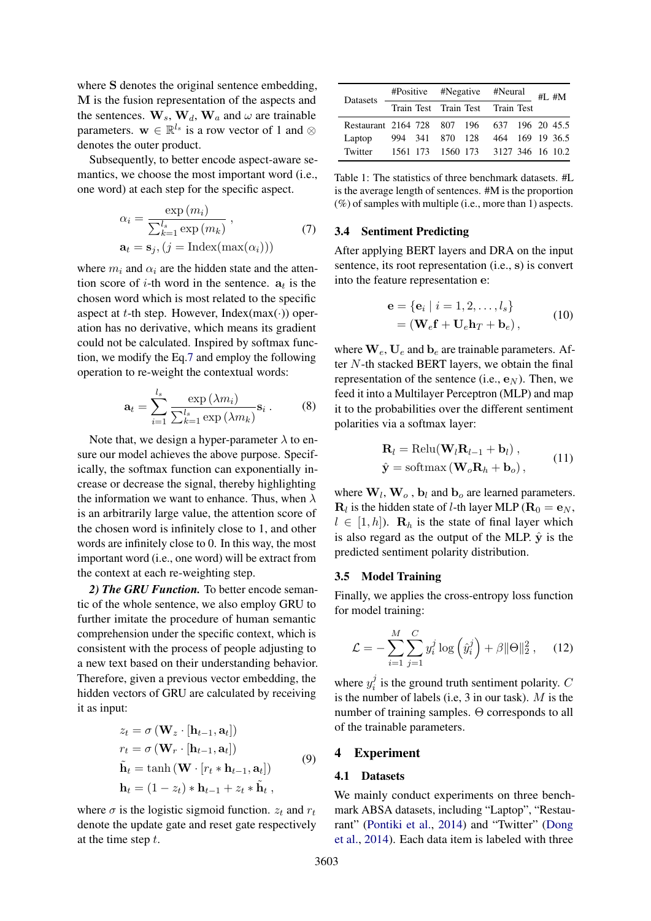where $\mathbf{S}$ denotes the original sentence embedding, $\mathbf{M}$ is the fusion representation of the aspects and the sentences. $\mathbf{W}_s$, $\mathbf{W}_d$, $\mathbf{W}_a$ and $\omega$ are trainable parameters. $\mathbf{w} \in \mathbb{R}^{l_s}$ is a row vector of 1 and $\otimes$ denotes the outer product.

Subsequently, to better encode aspect-aware semantics, we choose the most important word (i.e., one word) at each step for the specific aspect.

$$\alpha_i = \frac{\exp(m_i)}{\sum_{k=1}^{l_s} \exp(m_k)}, \quad \mathbf{a}_t = \mathbf{s}_j, (j = \text{Index}(\max(\alpha_i))) \tag{7}$$

where $m_i$ and $\alpha_i$ are the hidden state and the attention score of $i$-th word in the sentence. $\mathbf{a}_t$ is the chosen word which is most related to the specific aspect at $t$-th step. However, Index(max($\cdot$)) operation has no derivative, which means its gradient could not be calculated. Inspired by softmax function, we modify the Eq.7 and employ the following operation to re-weight the contextual words:

$$\mathbf{a}_t = \sum_{i=1}^{l_s} \frac{\exp(\lambda m_i)}{\sum_{k=1}^{l_s} \exp(\lambda m_k)} \mathbf{s}_i . \tag{8}$$

Note that, we design a hyper-parameter $\lambda$ to ensure our model achieves the above purpose. Specifically, the softmax function can exponentially increase or decrease the signal, thereby highlighting the information we want to enhance. Thus, when $\lambda$ is an arbitrarily large value, the attention score of the chosen word is infinitely close to 1, and other words are infinitely close to 0. In this way, the most important word (i.e., one word) will be extract from the context at each re-weighting step.

***2) The GRU Function.*** To better encode semantic of the whole sentence, we also employ GRU to further imitate the procedure of human semantic comprehension under the specific context, which is consistent with the process of people adjusting to a new text based on their understanding behavior. Therefore, given a previous vector embedding, the hidden vectors of GRU are calculated by receiving it as input:

$$\begin{aligned} z_t &= \sigma(\mathbf{W}_z \cdot [\mathbf{h}_{t-1}, \mathbf{a}_t]) \\ r_t &= \sigma(\mathbf{W}_r \cdot [\mathbf{h}_{t-1}, \mathbf{a}_t]) \\ \tilde{\mathbf{h}}_t &= \tanh(\mathbf{W} \cdot [r_t * \mathbf{h}_{t-1}, \mathbf{a}_t]) \\ \mathbf{h}_t &= (1 - z_t) * \mathbf{h}_{t-1} + z_t * \tilde{\mathbf{h}}_t , \end{aligned} \tag{9}$$

where $\sigma$ is the logistic sigmoid function. $z_t$ and $r_t$ denote the update gate and reset gate respectively at the time step $t$.

| Datasets | #Positive | | #Negative | | #Neural | | #L | #M |
|---|---|---|---|---|---|---|---|---|
| | Train | Test | Train | Test | Train | Test | | |
| Restaurant | 2164 | 728 | 807 | 196 | 637 | 196 | 20 | 45.5 |
| Laptop | 994 | 341 | 870 | 128 | 464 | 169 | 19 | 36.5 |
| Twitter | 1561 | 173 | 1560 | 173 | 3127 | 346 | 16 | 10.2 |

Table 1: The statistics of three benchmark datasets. #L is the average length of sentences. #M is the proportion (%) of samples with multiple (i.e., more than 1) aspects.

### 3.4 Sentiment Predicting

After applying BERT layers and DRA on the input sentence, its root representation (i.e., $\mathbf{s}$) is convert into the feature representation $\mathbf{e}$:

$$\begin{aligned} \mathbf{e} &= \{\mathbf{e}_i \mid i = 1, 2, \ldots, l_s\} \\ &= (\mathbf{W}_e \mathbf{f} + \mathbf{U}_e \mathbf{h}_T + \mathbf{b}_e), \end{aligned} \tag{10}$$

where $\mathbf{W}_e$, $\mathbf{U}_e$ and $\mathbf{b}_e$ are trainable parameters. After $N$-th stacked BERT layers, we obtain the final representation of the sentence (i.e., $\mathbf{e}_N$). Then, we feed it into a Multilayer Perceptron (MLP) and map it to the probabilities over the different sentiment polarities via a softmax layer:

$$\begin{aligned} \mathbf{R}_l &= \text{Relu}(\mathbf{W}_l \mathbf{R}_{l-1} + \mathbf{b}_l), \\ \hat{\mathbf{y}} &= \text{softmax}(\mathbf{W}_o \mathbf{R}_h + \mathbf{b}_o), \end{aligned} \tag{11}$$

where $\mathbf{W}_l$, $\mathbf{W}_o$ , $\mathbf{b}_l$ and $\mathbf{b}_o$ are learned parameters. $\mathbf{R}_l$ is the hidden state of $l$-th layer MLP ($\mathbf{R}_0 = \mathbf{e}_N$, $l \in [1, h]$). $\mathbf{R}_h$ is the state of final layer which is also regard as the output of the MLP. $\hat{\mathbf{y}}$ is the predicted sentiment polarity distribution.

### 3.5 Model Training

Finally, we applies the cross-entropy loss function for model training:

$$\mathcal{L} = -\sum_{i=1}^{M} \sum_{j=1}^{C} y_i^j \log\left(\hat{y}_i^j\right) + \beta \|\Theta\|_2^2 , \tag{12}$$

where $y_i^j$ is the ground truth sentiment polarity. $C$ is the number of labels (i.e, 3 in our task). $M$ is the number of training samples. $\Theta$ corresponds to all of the trainable parameters.

## 4 Experiment

### 4.1 Datasets

We mainly conduct experiments on three benchmark ABSA datasets, including "Laptop", "Restaurant" (Pontiki et al., 2014) and "Twitter" (Dong et al., 2014). Each data item is labeled with three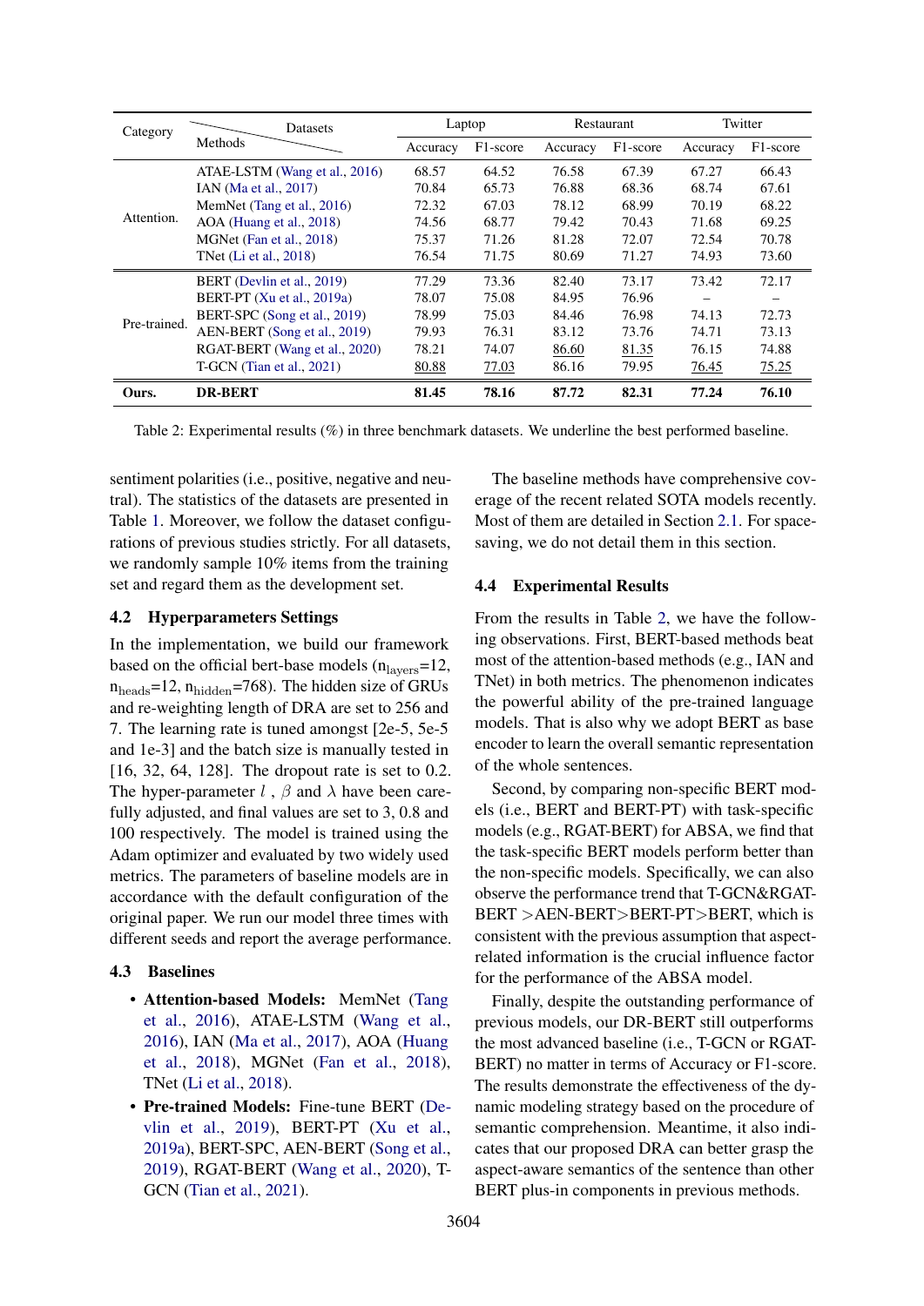| Category | Methods | Laptop | | Restaurant | | Twitter | |
|---|---|---|---|---|---|---|---|
| | | Accuracy | F1-score | Accuracy | F1-score | Accuracy | F1-score |
| Attention. | ATAE-LSTM (Wang et al., 2016) | 68.57 | 64.52 | 76.58 | 67.39 | 67.27 | 66.43 |
| | IAN (Ma et al., 2017) | 70.84 | 65.73 | 76.88 | 68.36 | 68.74 | 67.61 |
| | MemNet (Tang et al., 2016) | 72.32 | 67.03 | 78.12 | 68.99 | 70.19 | 68.22 |
| | AOA (Huang et al., 2018) | 74.56 | 68.77 | 79.42 | 70.43 | 71.68 | 69.25 |
| | MGNet (Fan et al., 2018) | 75.37 | 71.26 | 81.28 | 72.07 | 72.54 | 70.78 |
| | TNet (Li et al., 2018) | 76.54 | 71.75 | 80.69 | 71.27 | 74.93 | 73.60 |
| Pre-trained. | BERT (Devlin et al., 2019) | 77.29 | 73.36 | 82.40 | 73.17 | 73.42 | 72.17 |
| | BERT-PT (Xu et al., 2019a) | 78.07 | 75.08 | 84.95 | 76.96 | – | – |
| | BERT-SPC (Song et al., 2019) | 78.99 | 75.03 | 84.46 | 76.98 | 74.13 | 72.73 |
| | AEN-BERT (Song et al., 2019) | 79.93 | 76.31 | 83.12 | 73.76 | 74.71 | 73.13 |
| | RGAT-BERT (Wang et al., 2020) | 78.21 | 74.07 | <u>86.60</u> | <u>81.35</u> | 76.15 | 74.88 |
| | T-GCN (Tian et al., 2021) | <u>80.88</u> | <u>77.03</u> | 86.16 | 79.95 | <u>76.45</u> | <u>75.25</u> |
| **Ours.** | **DR-BERT** | **81.45** | **78.16** | **87.72** | **82.31** | **77.24** | **76.10** |

Table 2: Experimental results (%) in three benchmark datasets. We underline the best performed baseline.

sentiment polarities (i.e., positive, negative and neutral). The statistics of the datasets are presented in Table 1. Moreover, we follow the dataset configurations of previous studies strictly. For all datasets, we randomly sample 10% items from the training set and regard them as the development set.

## 4.2 Hyperparameters Settings

In the implementation, we build our framework based on the official bert-base models ($n_{layers}$=12, $n_{heads}$=12, $n_{hidden}$=768). The hidden size of GRUs and re-weighting length of DRA are set to 256 and 7. The learning rate is tuned amongst [2e-5, 5e-5 and 1e-3] and the batch size is manually tested in [16, 32, 64, 128]. The dropout rate is set to 0.2. The hyper-parameter $l$ , $\beta$ and $\lambda$ have been carefully adjusted, and final values are set to 3, 0.8 and 100 respectively. The model is trained using the Adam optimizer and evaluated by two widely used metrics. The parameters of baseline models are in accordance with the default configuration of the original paper. We run our model three times with different seeds and report the average performance.

## 4.3 Baselines

- **Attention-based Models:** MemNet (Tang et al., 2016), ATAE-LSTM (Wang et al., 2016), IAN (Ma et al., 2017), AOA (Huang et al., 2018), MGNet (Fan et al., 2018), TNet (Li et al., 2018).
- **Pre-trained Models:** Fine-tune BERT (Devlin et al., 2019), BERT-PT (Xu et al., 2019a), BERT-SPC, AEN-BERT (Song et al., 2019), RGAT-BERT (Wang et al., 2020), T-GCN (Tian et al., 2021).

The baseline methods have comprehensive coverage of the recent related SOTA models recently. Most of them are detailed in Section 2.1. For space-saving, we do not detail them in this section.

## 4.4 Experimental Results

From the results in Table 2, we have the following observations. First, BERT-based methods beat most of the attention-based methods (e.g., IAN and TNet) in both metrics. The phenomenon indicates the powerful ability of the pre-trained language models. That is also why we adopt BERT as base encoder to learn the overall semantic representation of the whole sentences.

Second, by comparing non-specific BERT models (i.e., BERT and BERT-PT) with task-specific models (e.g., RGAT-BERT) for ABSA, we find that the task-specific BERT models perform better than the non-specific models. Specifically, we can also observe the performance trend that T-GCN&RGAT-BERT >AEN-BERT>BERT-PT>BERT, which is consistent with the previous assumption that aspect-related information is the crucial influence factor for the performance of the ABSA model.

Finally, despite the outstanding performance of previous models, our DR-BERT still outperforms the most advanced baseline (i.e., T-GCN or RGAT-BERT) no matter in terms of Accuracy or F1-score. The results demonstrate the effectiveness of the dynamic modeling strategy based on the procedure of semantic comprehension. Meantime, it also indicates that our proposed DRA can better grasp the aspect-aware semantics of the sentence than other BERT plus-in components in previous methods.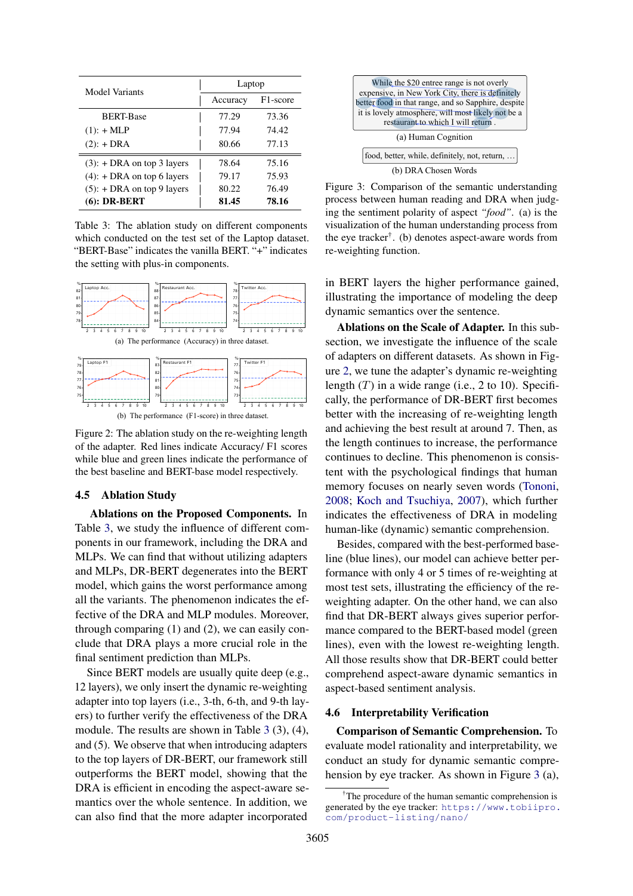| Model Variants | Laptop | |
|---|---|---|
| | Accuracy | F1-score |
| BERT-Base | 77.29 | 73.36 |
| (1): + MLP | 77.94 | 74.42 |
| (2): + DRA | 80.66 | 77.13 |
| (3): + DRA on top 3 layers | 78.64 | 75.16 |
| (4): + DRA on top 6 layers | 79.17 | 75.93 |
| (5): + DRA on top 9 layers | 80.22 | 76.49 |
| **(6): DR-BERT** | **81.45** | **78.16** |

Table 3: The ablation study on different components which conducted on the test set of the Laptop dataset. "BERT-Base" indicates the vanilla BERT. "+" indicates the setting with plus-in components.

(a) The performance (Accuracy) in three dataset.

(b) The performance (F1-score) in three dataset.

Figure 2: The ablation study on the re-weighting length of the adapter. Red lines indicate Accuracy/ F1 scores while blue and green lines indicate the performance of the best baseline and BERT-base model respectively.

## 4.5 Ablation Study

**Ablations on the Proposed Components.** In Table 3, we study the influence of different components in our framework, including the DRA and MLPs. We can find that without utilizing adapters and MLPs, DR-BERT degenerates into the BERT model, which gains the worst performance among all the variants. The phenomenon indicates the effective of the DRA and MLP modules. Moreover, through comparing (1) and (2), we can easily conclude that DRA plays a more crucial role in the final sentiment prediction than MLPs.

Since BERT models are usually quite deep (e.g., 12 layers), we only insert the dynamic re-weighting adapter into top layers (i.e., 3-th, 6-th, and 9-th layers) to further verify the effectiveness of the DRA module. The results are shown in Table 3 (3), (4), and (5). We observe that when introducing adapters to the top layers of DR-BERT, our framework still outperforms the BERT model, showing that the DRA is efficient in encoding the aspect-aware semantics over the whole sentence. In addition, we can also find that the more adapter incorporated in BERT layers the higher performance gained, illustrating the importance of modeling the deep dynamic semantics over the sentence.

While the $20 entree range is not overly expensive, in New York City, there is definitely better food in that range, and so Sapphire, despite it is lovely atmosphere, will most likely not be a restaurant to which I will return .

(a) Human Cognition

food, better, while, definitely, not, return, ...

(b) DRA Chosen Words

Figure 3: Comparison of the semantic understanding process between human reading and DRA when judging the sentiment polarity of aspect *"food"*. (a) is the visualization of the human understanding process from the eye tracker[†]. (b) denotes aspect-aware words from re-weighting function.

**Ablations on the Scale of Adapter.** In this subsection, we investigate the influence of the scale of adapters on different datasets. As shown in Figure 2, we tune the adapter's dynamic re-weighting length ($T$) in a wide range (i.e., 2 to 10). Specifically, the performance of DR-BERT first becomes better with the increasing of re-weighting length and achieving the best result at around 7. Then, as the length continues to increase, the performance continues to decline. This phenomenon is consistent with the psychological findings that human memory focuses on nearly seven words (Tononi, 2008; Koch and Tsuchiya, 2007), which further indicates the effectiveness of DRA in modeling human-like (dynamic) semantic comprehension.

Besides, compared with the best-performed baseline (blue lines), our model can achieve better performance with only 4 or 5 times of re-weighting at most test sets, illustrating the efficiency of the re-weighting adapter. On the other hand, we can also find that DR-BERT always gives superior performance compared to the BERT-based model (green lines), even with the lowest re-weighting length. All those results show that DR-BERT could better comprehend aspect-aware dynamic semantics in aspect-based sentiment analysis.

## 4.6 Interpretability Verification

**Comparison of Semantic Comprehension.** To evaluate model rationality and interpretability, we conduct an study for dynamic semantic comprehension by eye tracker. As shown in Figure 3 (a),

[†]The procedure of the human semantic comprehension is generated by the eye tracker: https://www.tobiipro.com/product-listing/nano/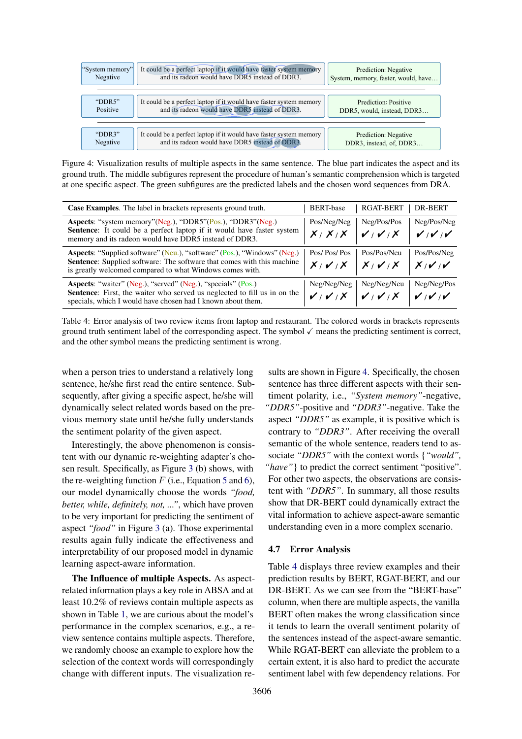| "System memory" Negative | It could be a perfect laptop if it would have faster system memory and its radeon would have DDR5 instead of DDR3. | Prediction: Negative System, memory, faster, would, have… |
|---|---|---|
| "DDR5" Positive | It could be a perfect laptop if it would have faster system memory and its radeon would have DDR5 instead of DDR3. | Prediction: Positive DDR5, would, instead, DDR3… |
| "DDR3" Negative | It could be a perfect laptop if it would have faster system memory and its radeon would have DDR5 instead of DDR3. | Prediction: Negative DDR3, instead, of, DDR3… |

Figure 4: Visualization results of multiple aspects in the same sentence. The blue part indicates the aspect and its ground truth. The middle subfigures represent the procedure of human's semantic comprehension which is targeted at one specific aspect. The green subfigures are the predicted labels and the chosen word sequences from DRA.

| **Case Examples**. The label in brackets represents ground truth. | BERT-base | RGAT-BERT | DR-BERT |
|---|---|---|---|
| **Aspects**: "system memory"(Neg.), "DDR5"(Pos.), "DDR3"(Neg.) **Sentence**: It could be a perfect laptop if it would have faster system memory and its radeon would have DDR5 instead of DDR3. | Pos/Neg/Neg ✗ / ✗ / ✗ | Neg/Pos/Pos ✓ / ✓ / ✗ | Neg/Pos/Neg ✓ / ✓ / ✓ |
| **Aspects**: "Supplied software" (Neu.), "software" (Pos.), "Windows" (Neg.) **Sentence**: Supplied software: The software that comes with this machine is greatly welcomed compared to what Windows comes with. | Pos/ Pos/ Pos ✗ / ✓ / ✗ | Pos/Pos/Neu ✗ / ✓ / ✗ | Pos/Pos/Neg ✗ / ✓ / ✓ |
| **Aspects**: "waiter" (Neg.), "served" (Neg.), "specials" (Pos.) **Sentence**: First, the waiter who served us neglected to fill us in on the specials, which I would have chosen had I known about them. | Neg/Neg/Neg ✓ / ✓ / ✗ | Neg/Neg/Neu ✓ / ✓ / ✗ | Neg/Neg/Pos ✓ / ✓ / ✓ |

Table 4: Error analysis of two review items from laptop and restaurant. The colored words in brackets represents ground truth sentiment label of the corresponding aspect. The symbol ✓ means the predicting sentiment is correct, and the other symbol means the predicting sentiment is wrong.

when a person tries to understand a relatively long sentence, he/she first read the entire sentence. Subsequently, after giving a specific aspect, he/she will dynamically select related words based on the previous memory state until he/she fully understands the sentiment polarity of the given aspect.

Interestingly, the above phenomenon is consistent with our dynamic re-weighting adapter's chosen result. Specifically, as Figure 3 (b) shows, with the re-weighting function $F$ (i.e., Equation 5 and 6), our model dynamically choose the words *"food, better, while, definitely, not, ..."*, which have proven to be very important for predicting the sentiment of aspect *"food"* in Figure 3 (a). Those experimental results again fully indicate the effectiveness and interpretability of our proposed model in dynamic learning aspect-aware information.

**The Influence of multiple Aspects.** As aspect-related information plays a key role in ABSA and at least 10.2% of reviews contain multiple aspects as shown in Table 1, we are curious about the model's performance in the complex scenarios, e.g., a review sentence contains multiple aspects. Therefore, we randomly choose an example to explore how the selection of the context words will correspondingly change with different inputs. The visualization results are shown in Figure 4. Specifically, the chosen sentence has three different aspects with their sentiment polarity, i.e., *"System memory"*-negative, *"DDR5"*-positive and *"DDR3"*-negative. Take the aspect *"DDR5"* as example, it is positive which is contrary to *"DDR3"*. After receiving the overall semantic of the whole sentence, readers tend to associate *"DDR5"* with the context words {*"would", "have"*} to predict the correct sentiment "positive". For other two aspects, the observations are consistent with *"DDR5"*. In summary, all those results show that DR-BERT could dynamically extract the vital information to achieve aspect-aware semantic understanding even in a more complex scenario.

### 4.7 Error Analysis

Table 4 displays three review examples and their prediction results by BERT, RGAT-BERT, and our DR-BERT. As we can see from the "BERT-base" column, when there are multiple aspects, the vanilla BERT often makes the wrong classification since it tends to learn the overall sentiment polarity of the sentences instead of the aspect-aware semantic. While RGAT-BERT can alleviate the problem to a certain extent, it is also hard to predict the accurate sentiment label with few dependency relations. For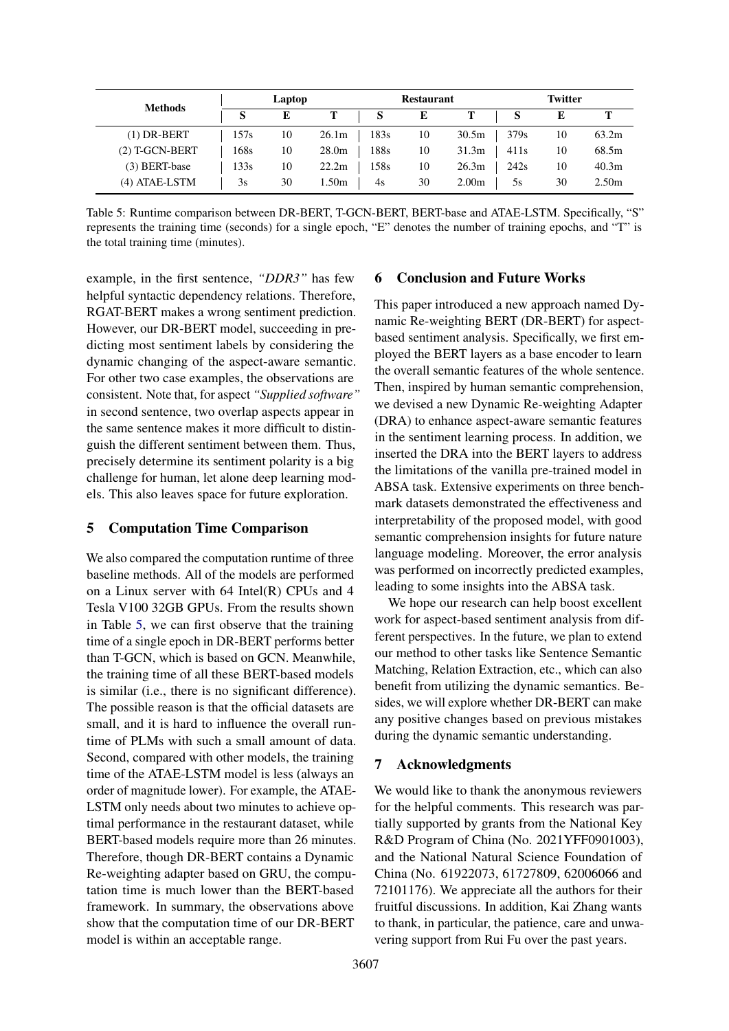| Methods | Laptop | | | Restaurant | | | Twitter | | |
|---|---|---|---|---|---|---|---|---|---|
| | S | E | T | S | E | T | S | E | T |
| (1) DR-BERT | 157s | 10 | 26.1m | 183s | 10 | 30.5m | 379s | 10 | 63.2m |
| (2) T-GCN-BERT | 168s | 10 | 28.0m | 188s | 10 | 31.3m | 411s | 10 | 68.5m |
| (3) BERT-base | 133s | 10 | 22.2m | 158s | 10 | 26.3m | 242s | 10 | 40.3m |
| (4) ATAE-LSTM | 3s | 30 | 1.50m | 4s | 30 | 2.00m | 5s | 30 | 2.50m |

Table 5: Runtime comparison between DR-BERT, T-GCN-BERT, BERT-base and ATAE-LSTM. Specifically, "S" represents the training time (seconds) for a single epoch, "E" denotes the number of training epochs, and "T" is the total training time (minutes).

example, in the first sentence, *"DDR3"* has few helpful syntactic dependency relations. Therefore, RGAT-BERT makes a wrong sentiment prediction. However, our DR-BERT model, succeeding in predicting most sentiment labels by considering the dynamic changing of the aspect-aware semantic. For other two case examples, the observations are consistent. Note that, for aspect *"Supplied software"* in second sentence, two overlap aspects appear in the same sentence makes it more difficult to distinguish the different sentiment between them. Thus, precisely determine its sentiment polarity is a big challenge for human, let alone deep learning models. This also leaves space for future exploration.

## 5 Computation Time Comparison

We also compared the computation runtime of three baseline methods. All of the models are performed on a Linux server with 64 Intel(R) CPUs and 4 Tesla V100 32GB GPUs. From the results shown in Table 5, we can first observe that the training time of a single epoch in DR-BERT performs better than T-GCN, which is based on GCN. Meanwhile, the training time of all these BERT-based models is similar (i.e., there is no significant difference). The possible reason is that the official datasets are small, and it is hard to influence the overall runtime of PLMs with such a small amount of data. Second, compared with other models, the training time of the ATAE-LSTM model is less (always an order of magnitude lower). For example, the ATAE-LSTM only needs about two minutes to achieve optimal performance in the restaurant dataset, while BERT-based models require more than 26 minutes. Therefore, though DR-BERT contains a Dynamic Re-weighting adapter based on GRU, the computation time is much lower than the BERT-based framework. In summary, the observations above show that the computation time of our DR-BERT model is within an acceptable range.

## 6 Conclusion and Future Works

This paper introduced a new approach named Dynamic Re-weighting BERT (DR-BERT) for aspect-based sentiment analysis. Specifically, we first employed the BERT layers as a base encoder to learn the overall semantic features of the whole sentence. Then, inspired by human semantic comprehension, we devised a new Dynamic Re-weighting Adapter (DRA) to enhance aspect-aware semantic features in the sentiment learning process. In addition, we inserted the DRA into the BERT layers to address the limitations of the vanilla pre-trained model in ABSA task. Extensive experiments on three benchmark datasets demonstrated the effectiveness and interpretability of the proposed model, with good semantic comprehension insights for future nature language modeling. Moreover, the error analysis was performed on incorrectly predicted examples, leading to some insights into the ABSA task.

We hope our research can help boost excellent work for aspect-based sentiment analysis from different perspectives. In the future, we plan to extend our method to other tasks like Sentence Semantic Matching, Relation Extraction, etc., which can also benefit from utilizing the dynamic semantics. Besides, we will explore whether DR-BERT can make any positive changes based on previous mistakes during the dynamic semantic understanding.

## 7 Acknowledgments

We would like to thank the anonymous reviewers for the helpful comments. This research was partially supported by grants from the National Key R&D Program of China (No. 2021YFF0901003), and the National Natural Science Foundation of China (No. 61922073, 61727809, 62006066 and 72101176). We appreciate all the authors for their fruitful discussions. In addition, Kai Zhang wants to thank, in particular, the patience, care and unwavering support from Rui Fu over the past years.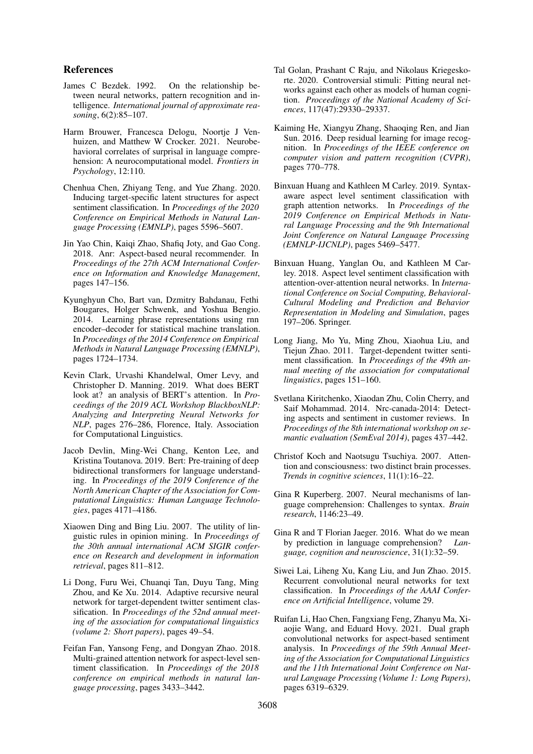## References

James C Bezdek. 1992. On the relationship between neural networks, pattern recognition and intelligence. *International journal of approximate reasoning*, 6(2):85–107.

Harm Brouwer, Francesca Delogu, Noortje J Venhuizen, and Matthew W Crocker. 2021. Neurobehavioral correlates of surprisal in language comprehension: A neurocomputational model. *Frontiers in Psychology*, 12:110.

Chenhua Chen, Zhiyang Teng, and Yue Zhang. 2020. Inducing target-specific latent structures for aspect sentiment classification. In *Proceedings of the 2020 Conference on Empirical Methods in Natural Language Processing (EMNLP)*, pages 5596–5607.

Jin Yao Chin, Kaiqi Zhao, Shafiq Joty, and Gao Cong. 2018. Anr: Aspect-based neural recommender. In *Proceedings of the 27th ACM International Conference on Information and Knowledge Management*, pages 147–156.

Kyunghyun Cho, Bart van, Dzmitry Bahdanau, Fethi Bougares, Holger Schwenk, and Yoshua Bengio. 2014. Learning phrase representations using rnn encoder–decoder for statistical machine translation. In *Proceedings of the 2014 Conference on Empirical Methods in Natural Language Processing (EMNLP)*, pages 1724–1734.

Kevin Clark, Urvashi Khandelwal, Omer Levy, and Christopher D. Manning. 2019. What does BERT look at? an analysis of BERT's attention. In *Proceedings of the 2019 ACL Workshop BlackboxNLP: Analyzing and Interpreting Neural Networks for NLP*, pages 276–286, Florence, Italy. Association for Computational Linguistics.

Jacob Devlin, Ming-Wei Chang, Kenton Lee, and Kristina Toutanova. 2019. Bert: Pre-training of deep bidirectional transformers for language understanding. In *Proceedings of the 2019 Conference of the North American Chapter of the Association for Computational Linguistics: Human Language Technologies*, pages 4171–4186.

Xiaowen Ding and Bing Liu. 2007. The utility of linguistic rules in opinion mining. In *Proceedings of the 30th annual international ACM SIGIR conference on Research and development in information retrieval*, pages 811–812.

Li Dong, Furu Wei, Chuanqi Tan, Duyu Tang, Ming Zhou, and Ke Xu. 2014. Adaptive recursive neural network for target-dependent twitter sentiment classification. In *Proceedings of the 52nd annual meeting of the association for computational linguistics (volume 2: Short papers)*, pages 49–54.

Feifan Fan, Yansong Feng, and Dongyan Zhao. 2018. Multi-grained attention network for aspect-level sentiment classification. In *Proceedings of the 2018 conference on empirical methods in natural language processing*, pages 3433–3442.

Tal Golan, Prashant C Raju, and Nikolaus Kriegeskorte. 2020. Controversial stimuli: Pitting neural networks against each other as models of human cognition. *Proceedings of the National Academy of Sciences*, 117(47):29330–29337.

Kaiming He, Xiangyu Zhang, Shaoqing Ren, and Jian Sun. 2016. Deep residual learning for image recognition. In *Proceedings of the IEEE conference on computer vision and pattern recognition (CVPR)*, pages 770–778.

Binxuan Huang and Kathleen M Carley. 2019. Syntax-aware aspect level sentiment classification with graph attention networks. In *Proceedings of the 2019 Conference on Empirical Methods in Natural Language Processing and the 9th International Joint Conference on Natural Language Processing (EMNLP-IJCNLP)*, pages 5469–5477.

Binxuan Huang, Yanglan Ou, and Kathleen M Carley. 2018. Aspect level sentiment classification with attention-over-attention neural networks. In *International Conference on Social Computing, Behavioral-Cultural Modeling and Prediction and Behavior Representation in Modeling and Simulation*, pages 197–206. Springer.

Long Jiang, Mo Yu, Ming Zhou, Xiaohua Liu, and Tiejun Zhao. 2011. Target-dependent twitter sentiment classification. In *Proceedings of the 49th annual meeting of the association for computational linguistics*, pages 151–160.

Svetlana Kiritchenko, Xiaodan Zhu, Colin Cherry, and Saif Mohammad. 2014. Nrc-canada-2014: Detecting aspects and sentiment in customer reviews. In *Proceedings of the 8th international workshop on semantic evaluation (SemEval 2014)*, pages 437–442.

Christof Koch and Naotsugu Tsuchiya. 2007. Attention and consciousness: two distinct brain processes. *Trends in cognitive sciences*, 11(1):16–22.

Gina R Kuperberg. 2007. Neural mechanisms of language comprehension: Challenges to syntax. *Brain research*, 1146:23–49.

Gina R and T Florian Jaeger. 2016. What do we mean by prediction in language comprehension? *Language, cognition and neuroscience*, 31(1):32–59.

Siwei Lai, Liheng Xu, Kang Liu, and Jun Zhao. 2015. Recurrent convolutional neural networks for text classification. In *Proceedings of the AAAI Conference on Artificial Intelligence*, volume 29.

Ruifan Li, Hao Chen, Fangxiang Feng, Zhanyu Ma, Xiaojie Wang, and Eduard Hovy. 2021. Dual graph convolutional networks for aspect-based sentiment analysis. In *Proceedings of the 59th Annual Meeting of the Association for Computational Linguistics and the 11th International Joint Conference on Natural Language Processing (Volume 1: Long Papers)*, pages 6319–6329.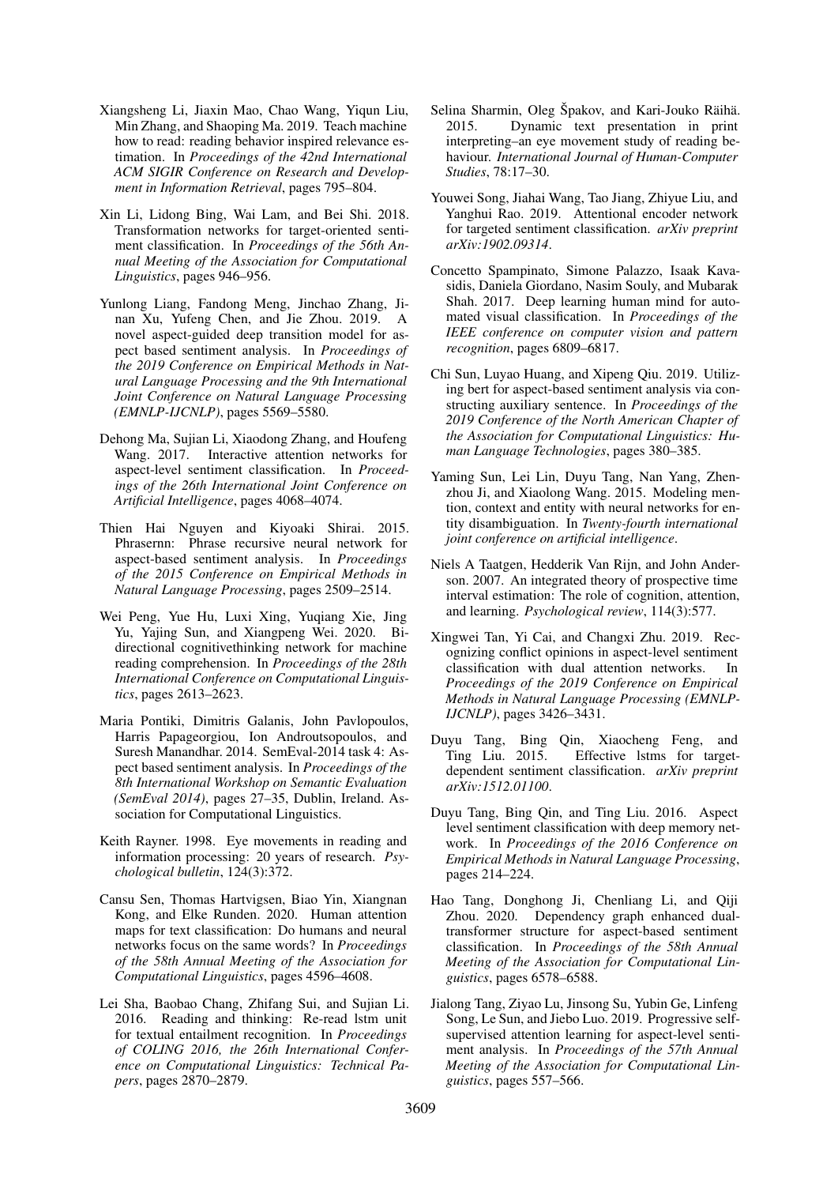Xiangsheng Li, Jiaxin Mao, Chao Wang, Yiqun Liu, Min Zhang, and Shaoping Ma. 2019. Teach machine how to read: reading behavior inspired relevance estimation. In *Proceedings of the 42nd International ACM SIGIR Conference on Research and Development in Information Retrieval*, pages 795–804.

Xin Li, Lidong Bing, Wai Lam, and Bei Shi. 2018. Transformation networks for target-oriented sentiment classification. In *Proceedings of the 56th Annual Meeting of the Association for Computational Linguistics*, pages 946–956.

Yunlong Liang, Fandong Meng, Jinchao Zhang, Jinan Xu, Yufeng Chen, and Jie Zhou. 2019. A novel aspect-guided deep transition model for aspect based sentiment analysis. In *Proceedings of the 2019 Conference on Empirical Methods in Natural Language Processing and the 9th International Joint Conference on Natural Language Processing (EMNLP-IJCNLP)*, pages 5569–5580.

Dehong Ma, Sujian Li, Xiaodong Zhang, and Houfeng Wang. 2017. Interactive attention networks for aspect-level sentiment classification. In *Proceedings of the 26th International Joint Conference on Artificial Intelligence*, pages 4068–4074.

Thien Hai Nguyen and Kiyoaki Shirai. 2015. Phrasernn: Phrase recursive neural network for aspect-based sentiment analysis. In *Proceedings of the 2015 Conference on Empirical Methods in Natural Language Processing*, pages 2509–2514.

Wei Peng, Yue Hu, Luxi Xing, Yuqiang Xie, Jing Yu, Yajing Sun, and Xiangpeng Wei. 2020. Bi-directional cognitivethinking network for machine reading comprehension. In *Proceedings of the 28th International Conference on Computational Linguistics*, pages 2613–2623.

Maria Pontiki, Dimitris Galanis, John Pavlopoulos, Harris Papageorgiou, Ion Androutsopoulos, and Suresh Manandhar. 2014. SemEval-2014 task 4: Aspect based sentiment analysis. In *Proceedings of the 8th International Workshop on Semantic Evaluation (SemEval 2014)*, pages 27–35, Dublin, Ireland. Association for Computational Linguistics.

Keith Rayner. 1998. Eye movements in reading and information processing: 20 years of research. *Psychological bulletin*, 124(3):372.

Cansu Sen, Thomas Hartvigsen, Biao Yin, Xiangnan Kong, and Elke Runden. 2020. Human attention maps for text classification: Do humans and neural networks focus on the same words? In *Proceedings of the 58th Annual Meeting of the Association for Computational Linguistics*, pages 4596–4608.

Lei Sha, Baobao Chang, Zhifang Sui, and Sujian Li. 2016. Reading and thinking: Re-read lstm unit for textual entailment recognition. In *Proceedings of COLING 2016, the 26th International Conference on Computational Linguistics: Technical Papers*, pages 2870–2879.

Selina Sharmin, Oleg Špakov, and Kari-Jouko Räihä. 2015. Dynamic text presentation in print interpreting–an eye movement study of reading behaviour. *International Journal of Human-Computer Studies*, 78:17–30.

Youwei Song, Jiahai Wang, Tao Jiang, Zhiyue Liu, and Yanghui Rao. 2019. Attentional encoder network for targeted sentiment classification. *arXiv preprint arXiv:1902.09314*.

Concetto Spampinato, Simone Palazzo, Isaak Kavasidis, Daniela Giordano, Nasim Souly, and Mubarak Shah. 2017. Deep learning human mind for automated visual classification. In *Proceedings of the IEEE conference on computer vision and pattern recognition*, pages 6809–6817.

Chi Sun, Luyao Huang, and Xipeng Qiu. 2019. Utilizing bert for aspect-based sentiment analysis via constructing auxiliary sentence. In *Proceedings of the 2019 Conference of the North American Chapter of the Association for Computational Linguistics: Human Language Technologies*, pages 380–385.

Yaming Sun, Lei Lin, Duyu Tang, Nan Yang, Zhenzhou Ji, and Xiaolong Wang. 2015. Modeling mention, context and entity with neural networks for entity disambiguation. In *Twenty-fourth international joint conference on artificial intelligence*.

Niels A Taatgen, Hedderik Van Rijn, and John Anderson. 2007. An integrated theory of prospective time interval estimation: The role of cognition, attention, and learning. *Psychological review*, 114(3):577.

Xingwei Tan, Yi Cai, and Changxi Zhu. 2019. Recognizing conflict opinions in aspect-level sentiment classification with dual attention networks. In *Proceedings of the 2019 Conference on Empirical Methods in Natural Language Processing (EMNLP-IJCNLP)*, pages 3426–3431.

Duyu Tang, Bing Qin, Xiaocheng Feng, and Ting Liu. 2015. Effective lstms for target-dependent sentiment classification. *arXiv preprint arXiv:1512.01100*.

Duyu Tang, Bing Qin, and Ting Liu. 2016. Aspect level sentiment classification with deep memory network. In *Proceedings of the 2016 Conference on Empirical Methods in Natural Language Processing*, pages 214–224.

Hao Tang, Donghong Ji, Chenliang Li, and Qiji Zhou. 2020. Dependency graph enhanced dual-transformer structure for aspect-based sentiment classification. In *Proceedings of the 58th Annual Meeting of the Association for Computational Linguistics*, pages 6578–6588.

Jialong Tang, Ziyao Lu, Jinsong Su, Yubin Ge, Linfeng Song, Le Sun, and Jiebo Luo. 2019. Progressive self-supervised attention learning for aspect-level sentiment analysis. In *Proceedings of the 57th Annual Meeting of the Association for Computational Linguistics*, pages 557–566.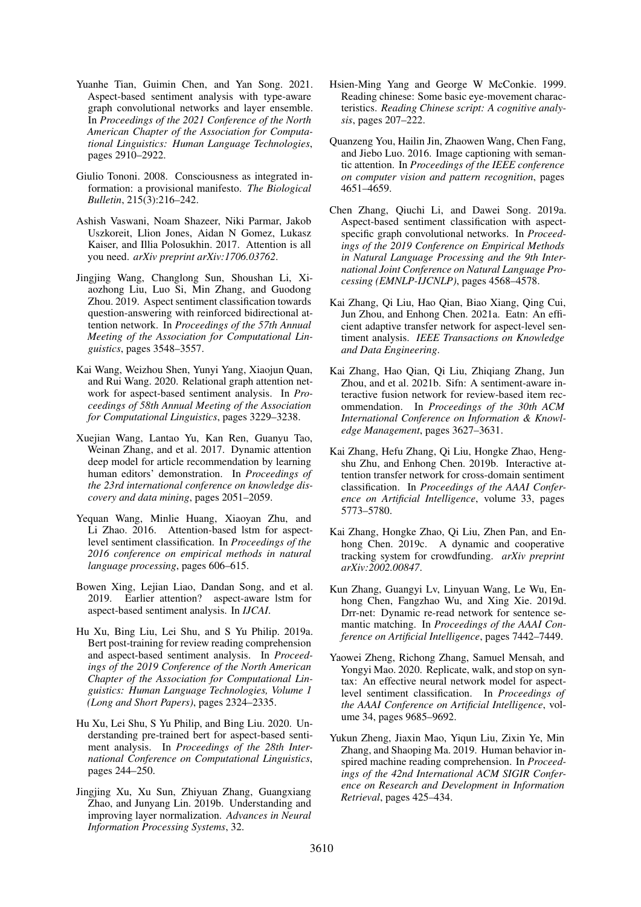Yuanhe Tian, Guimin Chen, and Yan Song. 2021. Aspect-based sentiment analysis with type-aware graph convolutional networks and layer ensemble. In *Proceedings of the 2021 Conference of the North American Chapter of the Association for Computational Linguistics: Human Language Technologies*, pages 2910–2922.

Giulio Tononi. 2008. Consciousness as integrated information: a provisional manifesto. *The Biological Bulletin*, 215(3):216–242.

Ashish Vaswani, Noam Shazeer, Niki Parmar, Jakob Uszkoreit, Llion Jones, Aidan N Gomez, Lukasz Kaiser, and Illia Polosukhin. 2017. Attention is all you need. *arXiv preprint arXiv:1706.03762*.

Jingjing Wang, Changlong Sun, Shoushan Li, Xiaozhong Liu, Luo Si, Min Zhang, and Guodong Zhou. 2019. Aspect sentiment classification towards question-answering with reinforced bidirectional attention network. In *Proceedings of the 57th Annual Meeting of the Association for Computational Linguistics*, pages 3548–3557.

Kai Wang, Weizhou Shen, Yunyi Yang, Xiaojun Quan, and Rui Wang. 2020. Relational graph attention network for aspect-based sentiment analysis. In *Proceedings of 58th Annual Meeting of the Association for Computational Linguistics*, pages 3229–3238.

Xuejian Wang, Lantao Yu, Kan Ren, Guanyu Tao, Weinan Zhang, and et al. 2017. Dynamic attention deep model for article recommendation by learning human editors' demonstration. In *Proceedings of the 23rd international conference on knowledge discovery and data mining*, pages 2051–2059.

Yequan Wang, Minlie Huang, Xiaoyan Zhu, and Li Zhao. 2016. Attention-based lstm for aspect-level sentiment classification. In *Proceedings of the 2016 conference on empirical methods in natural language processing*, pages 606–615.

Bowen Xing, Lejian Liao, Dandan Song, and et al. 2019. Earlier attention? aspect-aware lstm for aspect-based sentiment analysis. In *IJCAI*.

Hu Xu, Bing Liu, Lei Shu, and S Yu Philip. 2019a. Bert post-training for review reading comprehension and aspect-based sentiment analysis. In *Proceedings of the 2019 Conference of the North American Chapter of the Association for Computational Linguistics: Human Language Technologies, Volume 1 (Long and Short Papers)*, pages 2324–2335.

Hu Xu, Lei Shu, S Yu Philip, and Bing Liu. 2020. Understanding pre-trained bert for aspect-based sentiment analysis. In *Proceedings of the 28th International Conference on Computational Linguistics*, pages 244–250.

Jingjing Xu, Xu Sun, Zhiyuan Zhang, Guangxiang Zhao, and Junyang Lin. 2019b. Understanding and improving layer normalization. *Advances in Neural Information Processing Systems*, 32.

Hsien-Ming Yang and George W McConkie. 1999. Reading chinese: Some basic eye-movement characteristics. *Reading Chinese script: A cognitive analysis*, pages 207–222.

Quanzeng You, Hailin Jin, Zhaowen Wang, Chen Fang, and Jiebo Luo. 2016. Image captioning with semantic attention. In *Proceedings of the IEEE conference on computer vision and pattern recognition*, pages 4651–4659.

Chen Zhang, Qiuchi Li, and Dawei Song. 2019a. Aspect-based sentiment classification with aspect-specific graph convolutional networks. In *Proceedings of the 2019 Conference on Empirical Methods in Natural Language Processing and the 9th International Joint Conference on Natural Language Processing (EMNLP-IJCNLP)*, pages 4568–4578.

Kai Zhang, Qi Liu, Hao Qian, Biao Xiang, Qing Cui, Jun Zhou, and Enhong Chen. 2021a. Eatn: An efficient adaptive transfer network for aspect-level sentiment analysis. *IEEE Transactions on Knowledge and Data Engineering*.

Kai Zhang, Hao Qian, Qi Liu, Zhiqiang Zhang, Jun Zhou, and et al. 2021b. Sifn: A sentiment-aware interactive fusion network for review-based item recommendation. In *Proceedings of the 30th ACM International Conference on Information & Knowledge Management*, pages 3627–3631.

Kai Zhang, Hefu Zhang, Qi Liu, Hongke Zhao, Hengshu Zhu, and Enhong Chen. 2019b. Interactive attention transfer network for cross-domain sentiment classification. In *Proceedings of the AAAI Conference on Artificial Intelligence*, volume 33, pages 5773–5780.

Kai Zhang, Hongke Zhao, Qi Liu, Zhen Pan, and Enhong Chen. 2019c. A dynamic and cooperative tracking system for crowdfunding. *arXiv preprint arXiv:2002.00847*.

Kun Zhang, Guangyi Lv, Linyuan Wang, Le Wu, Enhong Chen, Fangzhao Wu, and Xing Xie. 2019d. Drr-net: Dynamic re-read network for sentence semantic matching. In *Proceedings of the AAAI Conference on Artificial Intelligence*, pages 7442–7449.

Yaowei Zheng, Richong Zhang, Samuel Mensah, and Yongyi Mao. 2020. Replicate, walk, and stop on syntax: An effective neural network model for aspect-level sentiment classification. In *Proceedings of the AAAI Conference on Artificial Intelligence*, volume 34, pages 9685–9692.

Yukun Zheng, Jiaxin Mao, Yiqun Liu, Zixin Ye, Min Zhang, and Shaoping Ma. 2019. Human behavior inspired machine reading comprehension. In *Proceedings of the 42nd International ACM SIGIR Conference on Research and Development in Information Retrieval*, pages 425–434.